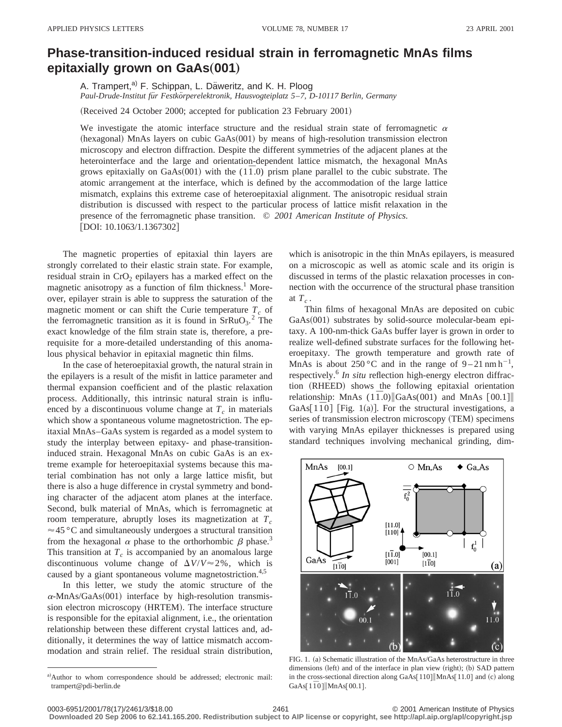# Phase-transition-induced residual strain in ferromagnetic MnAs films epitaxially grown on GaAs(001)

A. Trampert,[a)] F. Schippan, L. Däweritz, and K. H. Ploog

*Paul-Drude-Institut für Festkörperelektronik, Hausvogteiplatz 5–7, D-10117 Berlin, Germany*

(Received 24 October 2000; accepted for publication 23 February 2001)

We investigate the atomic interface structure and the residual strain state of ferromagnetic $\alpha$ (hexagonal) MnAs layers on cubic GaAs(001) by means of high-resolution transmission electron microscopy and electron diffraction. Despite the different symmetries of the adjacent planes at the heterointerface and the large and orientation-dependent lattice mismatch, the hexagonal MnAs grows epitaxially on GaAs(001) with the $(1\bar{1}.0)$ prism plane parallel to the cubic substrate. The atomic arrangement at the interface, which is defined by the accommodation of the large lattice mismatch, explains this extreme case of heteroepitaxial alignment. The anisotropic residual strain distribution is discussed with respect to the particular process of lattice misfit relaxation in the presence of the ferromagnetic phase transition. © *2001 American Institute of Physics.* [DOI: 10.1063/1.1367302]

The magnetic properties of epitaxial thin layers are strongly correlated to their elastic strain state. For example, residual strain in $CrO_2$ epilayers has a marked effect on the magnetic anisotropy as a function of film thickness.[1] Moreover, epilayer strain is able to suppress the saturation of the magnetic moment or can shift the Curie temperature $T_c$ of the ferromagnetic transition as it is found in $SrRuO_3$.[2] The exact knowledge of the film strain state is, therefore, a prerequisite for a more-detailed understanding of this anomalous physical behavior in epitaxial magnetic thin films.

In the case of heteroepitaxial growth, the natural strain in the epilayers is a result of the misfit in lattice parameter and thermal expansion coefficient and of the plastic relaxation process. Additionally, this intrinsic natural strain is influenced by a discontinuous volume change at $T_c$ in materials which show a spontaneous volume magnetostriction. The epitaxial MnAs–GaAs system is regarded as a model system to study the interplay between epitaxy- and phase-transition-induced strain. Hexagonal MnAs on cubic GaAs is an extreme example for heteroepitaxial systems because this material combination has not only a large lattice misfit, but there is also a huge difference in crystal symmetry and bonding character of the adjacent atom planes at the interface. Second, bulk material of MnAs, which is ferromagnetic at room temperature, abruptly loses its magnetization at $T_c \approx 45\,°C$ and simultaneously undergoes a structural transition from the hexagonal $\alpha$ phase to the orthorhombic $\beta$ phase.[3] This transition at $T_c$ is accompanied by an anomalous large discontinuous volume change of $\Delta V/V \approx 2\%$, which is caused by a giant spontaneous volume magnetostriction.[4,5]

In this letter, we study the atomic structure of the $\alpha$-MnAs/GaAs(001) interface by high-resolution transmission electron microscopy (HRTEM). The interface structure is responsible for the epitaxial alignment, i.e., the orientation relationship between these different crystal lattices and, additionally, it determines the way of lattice mismatch accommodation and strain relief. The residual strain distribution, which is anisotropic in the thin MnAs epilayers, is measured on a microscopic as well as atomic scale and its origin is discussed in terms of the plastic relaxation processes in connection with the occurrence of the structural phase transition at $T_c$.

Thin films of hexagonal MnAs are deposited on cubic GaAs(001) substrates by solid-source molecular-beam epitaxy. A 100-nm-thick GaAs buffer layer is grown in order to realize well-defined substrate surfaces for the following heteroepitaxy. The growth temperature and growth rate of MnAs is about 250 °C and in the range of $9-21\,\text{nm}\,\text{h}^{-1}$, respectively.[6] *In situ* reflection high-energy electron diffraction (RHEED) shows the following epitaxial orientation relationship: MnAs $(1\bar{1}.0)\|$GaAs(001) and MnAs $[00.1]\|$ GaAs$[1\bar{1}0]$ [Fig. 1(a)]. For the structural investigations, a series of transmission electron microscopy (TEM) specimens with varying MnAs epilayer thicknesses is prepared using standard techniques involving mechanical grinding, dim-

FIG. 1. (a) Schematic illustration of the MnAs/GaAs heterostructure in three dimensions (left) and of the interface in plan view (right); (b) SAD pattern in the cross-sectional direction along GaAs$[110]\|$MnAs$[11.0]$ and (c) along GaAs$[1\bar{1}0]\|$MnAs$[00.1]$.

[a)]Author to whom correspondence should be addressed; electronic mail: trampert@pdi-berlin.de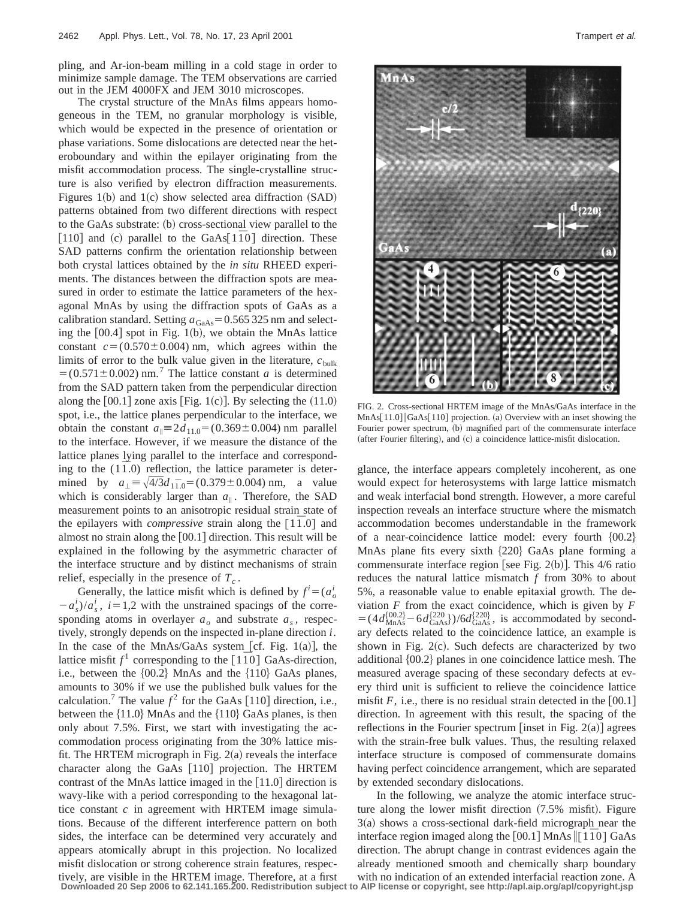pling, and Ar-ion-beam milling in a cold stage in order to minimize sample damage. The TEM observations are carried out in the JEM 4000FX and JEM 3010 microscopes.

The crystal structure of the MnAs films appears homogeneous in the TEM, no granular morphology is visible, which would be expected in the presence of orientation or phase variations. Some dislocations are detected near the heteroboundary and within the epilayer originating from the misfit accommodation process. The single-crystalline structure is also verified by electron diffraction measurements. Figures 1(b) and 1(c) show selected area diffraction (SAD) patterns obtained from two different directions with respect to the GaAs substrate: (b) cross-sectional view parallel to the [110] and (c) parallel to the GaAs$[1\bar{1}0]$ direction. These SAD patterns confirm the orientation relationship between both crystal lattices obtained by the *in situ* RHEED experiments. The distances between the diffraction spots are measured in order to estimate the lattice parameters of the hexagonal MnAs by using the diffraction spots of GaAs as a calibration standard. Setting $a_{\mathrm{GaAs}}=0.565\,325$ nm and selecting the [00.4] spot in Fig. 1(b), we obtain the MnAs lattice constant $c=(0.570\pm0.004)$ nm, which agrees within the limits of error to the bulk value given in the literature, $c_{\mathrm{bulk}}=(0.571\pm0.002)$ nm.[7] The lattice constant $a$ is determined from the SAD pattern taken from the perpendicular direction along the [00.1] zone axis [Fig. 1(c)]. By selecting the (11.0) spot, i.e., the lattice planes perpendicular to the interface, we obtain the constant $a_{\parallel}\equiv 2d_{11.0}=(0.369\pm0.004)$ nm parallel to the interface. However, if we measure the distance of the lattice planes lying parallel to the interface and corresponding to the $(1\bar{1}.0)$ reflection, the lattice parameter is determined by $a_{\perp}\equiv\sqrt{4/3}d_{1\bar{1}.0}=(0.379\pm0.004)$ nm, a value which is considerably larger than $a_{\parallel}$. Therefore, the SAD measurement points to an anisotropic residual strain state of the epilayers with *compressive* strain along the $[1\bar{1}.0]$ and almost no strain along the [00.1] direction. This result will be explained in the following by the asymmetric character of the interface structure and by distinct mechanisms of strain relief, especially in the presence of $T_c$.

Generally, the lattice misfit which is defined by $f^i=(a_o^i-a_s^i)/a_s^i$, $i=1,2$ with the unstrained spacings of the corresponding atoms in overlayer $a_o$ and substrate $a_s$, respectively, strongly depends on the inspected in-plane direction $i$. In the case of the MnAs/GaAs system [cf. Fig. 1(a)], the lattice misfit $f^1$ corresponding to the $[1\bar{1}0]$ GaAs-direction, i.e., between the {00.2} MnAs and the {110} GaAs planes, amounts to 30% if we use the published bulk values for the calculation.[7] The value $f^2$ for the GaAs [110] direction, i.e., between the {11.0} MnAs and the {110} GaAs planes, is then only about 7.5%. First, we start with investigating the accommodation process originating from the 30% lattice misfit. The HRTEM micrograph in Fig. 2(a) reveals the interface character along the GaAs [110] projection. The HRTEM contrast of the MnAs lattice imaged in the [11.0] direction is wavy-like with a period corresponding to the hexagonal lattice constant $c$ in agreement with HRTEM image simulations. Because of the different interference pattern on both sides, the interface can be determined very accurately and appears atomically abrupt in this projection. No localized misfit dislocation or strong coherence strain features, respectively, are visible in the HRTEM image. Therefore, at a first glance, the interface appears completely incoherent, as one would expect for heterosystems with large lattice mismatch and weak interfacial bond strength. However, a more careful inspection reveals an interface structure where the mismatch accommodation becomes understandable in the framework of a near-coincidence lattice model: every fourth {00.2} MnAs plane fits every sixth {220} GaAs plane forming a commensurate interface region [see Fig. 2(b)]. This 4/6 ratio reduces the natural lattice mismatch $f$ from 30% to about 5%, a reasonable value to enable epitaxial growth. The deviation $F$ from the exact coincidence, which is given by $F=(4d_{\mathrm{MnAs}}^{\{00.2\}}-6d_{\mathrm{GaAs}}^{\{220\}})/6d_{\mathrm{GaAs}}^{\{220\}}$, is accommodated by secondary defects related to the coincidence lattice, an example is shown in Fig. 2(c). Such defects are characterized by two additional {00.2} planes in one coincidence lattice mesh. The measured average spacing of these secondary defects at every third unit is sufficient to relieve the coincidence lattice misfit $F$, i.e., there is no residual strain detected in the [00.1] direction. In agreement with this result, the spacing of the reflections in the Fourier spectrum [inset in Fig. 2(a)] agrees with the strain-free bulk values. Thus, the resulting relaxed interface structure is composed of commensurate domains having perfect coincidence arrangement, which are separated by extended secondary dislocations.

FIG. 2. Cross-sectional HRTEM image of the MnAs/GaAs interface in the MnAs[11.0]‖GaAs[110] projection. (a) Overview with an inset showing the Fourier power spectrum, (b) magnified part of the commensurate interface (after Fourier filtering), and (c) a coincidence lattice-misfit dislocation.

In the following, we analyze the atomic interface structure along the lower misfit direction (7.5% misfit). Figure 3(a) shows a cross-sectional dark-field micrograph near the interface region imaged along the [00.1] MnAs $\|[1\bar{1}0]$ GaAs direction. The abrupt change in contrast evidences again the already mentioned smooth and chemically sharp boundary with no indication of an extended interfacial reaction zone. A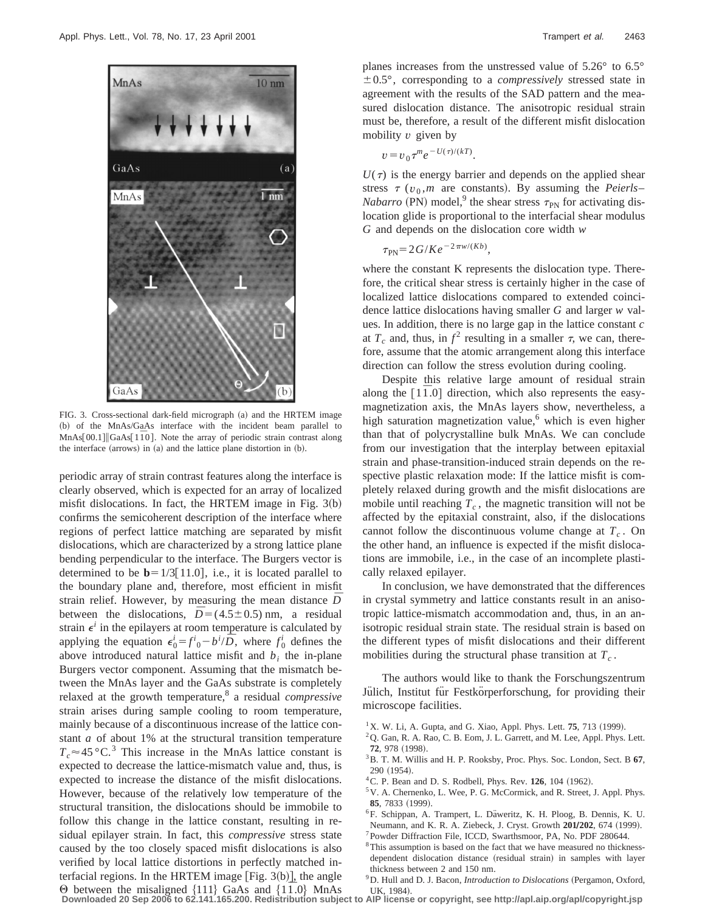FIG. 3. Cross-sectional dark-field micrograph (a) and the HRTEM image (b) of the MnAs/GaAs interface with the incident beam parallel to MnAs[00.1]‖GaAs[$1\bar{1}0$]. Note the array of periodic strain contrast along the interface (arrows) in (a) and the lattice plane distortion in (b).

periodic array of strain contrast features along the interface is clearly observed, which is expected for an array of localized misfit dislocations. In fact, the HRTEM image in Fig. 3(b) confirms the semicoherent description of the interface where regions of perfect lattice matching are separated by misfit dislocations, which are characterized by a strong lattice plane bending perpendicular to the interface. The Burgers vector is determined to be $\mathbf{b}=1/3[11.0]$, i.e., it is located parallel to the boundary plane and, therefore, most efficient in misfit strain relief. However, by measuring the mean distance $\bar{D}$ between the dislocations, $\bar{D}=(4.5\pm0.5)$ nm, a residual strain $\epsilon^i$ in the epilayers at room temperature is calculated by applying the equation $\epsilon_0^i=f^i{}_0-b^i/\bar{D}$, where $f_0^i$ defines the above introduced natural lattice misfit and $b_i$ the in-plane Burgers vector component. Assuming that the mismatch between the MnAs layer and the GaAs substrate is completely relaxed at the growth temperature,[8] a residual *compressive* strain arises during sample cooling to room temperature, mainly because of a discontinuous increase of the lattice constant $a$ of about 1% at the structural transition temperature $T_c\approx45\,°\mathrm{C}$.[3] This increase in the MnAs lattice constant is expected to decrease the lattice-mismatch value and, thus, is expected to increase the distance of the misfit dislocations. However, because of the relatively low temperature of the structural transition, the dislocations should be immobile to follow this change in the lattice constant, resulting in residual epilayer strain. In fact, this *compressive* stress state caused by the too closely spaced misfit dislocations is also verified by local lattice distortions in perfectly matched interfacial regions. In the HRTEM image [Fig. 3(b)], the angle $\Theta$ between the misaligned {111} GaAs and {11.0} MnAs planes increases from the unstressed value of 5.26° to 6.5° ±0.5°, corresponding to a *compressively* stressed state in agreement with the results of the SAD pattern and the measured dislocation distance. The anisotropic residual strain must be, therefore, a result of the different misfit dislocation mobility $v$ given by

$$v=v_0\tau^m e^{-U(\tau)/(kT)}.$$

$U(\tau)$ is the energy barrier and depends on the applied shear stress $\tau$ ($v_0, m$ are constants). By assuming the *Peierls–Nabarro* (PN) model,[9] the shear stress $\tau_{\mathrm{PN}}$ for activating dislocation glide is proportional to the interfacial shear modulus $G$ and depends on the dislocation core width $w$

$$\tau_{\mathrm{PN}}=2G/Ke^{-2\pi w/(Kb)},$$

where the constant K represents the dislocation type. Therefore, the critical shear stress is certainly higher in the case of localized lattice dislocations compared to extended coincidence lattice dislocations having smaller $G$ and larger $w$ values. In addition, there is no large gap in the lattice constant $c$ at $T_c$ and, thus, in $f^2$ resulting in a smaller $\tau$, we can, therefore, assume that the atomic arrangement along this interface direction can follow the stress evolution during cooling.

Despite this relative large amount of residual strain along the [$1\bar{1}.0$] direction, which also represents the easy-magnetization axis, the MnAs layers show, nevertheless, a high saturation magnetization value,[6] which is even higher than that of polycrystalline bulk MnAs. We can conclude from our investigation that the interplay between epitaxial strain and phase-transition-induced strain depends on the respective plastic relaxation mode: If the lattice misfit is completely relaxed during growth and the misfit dislocations are mobile until reaching $T_c$, the magnetic transition will not be affected by the epitaxial constraint, also, if the dislocations cannot follow the discontinuous volume change at $T_c$. On the other hand, an influence is expected if the misfit dislocations are immobile, i.e., in the case of an incomplete plastically relaxed epilayer.

In conclusion, we have demonstrated that the differences in crystal symmetry and lattice constants result in an anisotropic lattice-mismatch accommodation and, thus, in an anisotropic residual strain state. The residual strain is based on the different types of misfit dislocations and their different mobilities during the structural phase transition at $T_c$.

The authors would like to thank the Forschungszentrum Jülich, Institut für Festkörperforschung, for providing their microscope facilities.

[1] X. W. Li, A. Gupta, and G. Xiao, Appl. Phys. Lett. **75**, 713 (1999).
[2] Q. Gan, R. A. Rao, C. B. Eom, J. L. Garrett, and M. Lee, Appl. Phys. Lett. **72**, 978 (1998).
[3] B. T. M. Willis and H. P. Rooksby, Proc. Phys. Soc. London, Sect. B **67**, 290 (1954).
[4] C. P. Bean and D. S. Rodbell, Phys. Rev. **126**, 104 (1962).
[5] V. A. Chernenko, L. Wee, P. G. McCormick, and R. Street, J. Appl. Phys. **85**, 7833 (1999).
[6] F. Schippan, A. Trampert, L. Däweritz, K. H. Ploog, B. Dennis, K. U. Neumann, and K. R. A. Ziebeck, J. Cryst. Growth **201/202**, 674 (1999).
[7] Powder Diffraction File, ICCD, Swarthsmoor, PA, No. PDF 280644.
[8] This assumption is based on the fact that we have measured no thickness-dependent dislocation distance (residual strain) in samples with layer thickness between 2 and 150 nm.
[9] D. Hull and D. J. Bacon, *Introduction to Dislocations* (Pergamon, Oxford, UK, 1984).